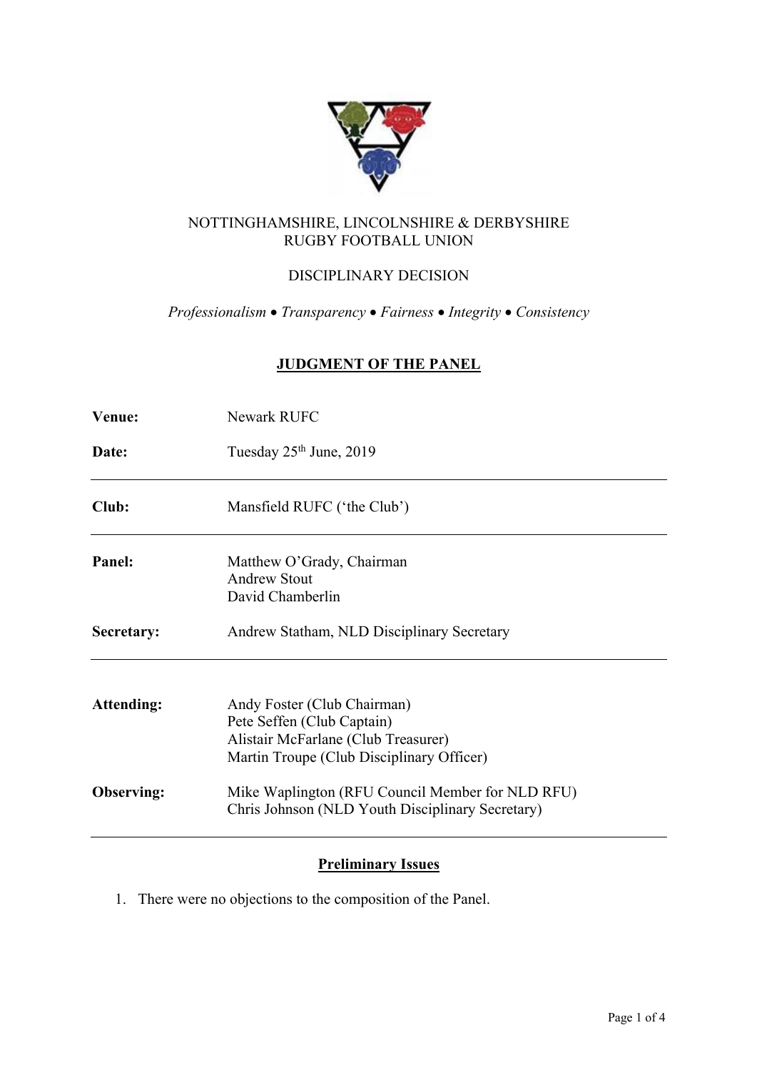NOTTINGHAMSHIRE, LINCOLNSHIRE & DERBYSHIRE
RUGBY FOOTBALL UNION

DISCIPLINARY DECISION

*Professionalism • Transparency • Fairness • Integrity • Consistency*

## JUDGMENT OF THE PANEL

**Venue:** Newark RUFC

**Date:** Tuesday 25th June, 2019

---

**Club:** Mansfield RUFC ('the Club')

---

**Panel:** Matthew O'Grady, Chairman
Andrew Stout
David Chamberlin

**Secretary:** Andrew Statham, NLD Disciplinary Secretary

---

**Attending:** Andy Foster (Club Chairman)
Pete Seffen (Club Captain)
Alistair McFarlane (Club Treasurer)
Martin Troupe (Club Disciplinary Officer)

**Observing:** Mike Waplington (RFU Council Member for NLD RFU)
Chris Johnson (NLD Youth Disciplinary Secretary)

---

### Preliminary Issues

1. There were no objections to the composition of the Panel.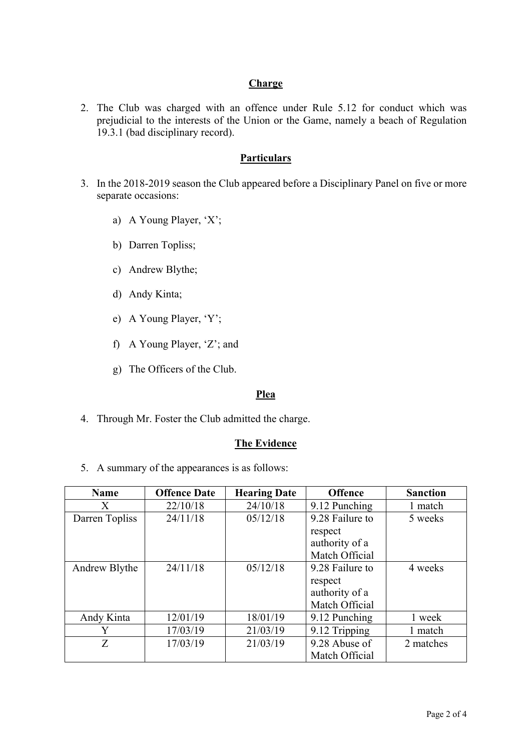**Charge**

2. The Club was charged with an offence under Rule 5.12 for conduct which was prejudicial to the interests of the Union or the Game, namely a beach of Regulation 19.3.1 (bad disciplinary record).

**Particulars**

3. In the 2018-2019 season the Club appeared before a Disciplinary Panel on five or more separate occasions:

    a) A Young Player, 'X';

    b) Darren Topliss;

    c) Andrew Blythe;

    d) Andy Kinta;

    e) A Young Player, 'Y';

    f) A Young Player, 'Z'; and

    g) The Officers of the Club.

**Plea**

4. Through Mr. Foster the Club admitted the charge.

**The Evidence**

5. A summary of the appearances is as follows:

| Name | Offence Date | Hearing Date | Offence | Sanction |
|---|---|---|---|---|
| X | 22/10/18 | 24/10/18 | 9.12 Punching | 1 match |
| Darren Topliss | 24/11/18 | 05/12/18 | 9.28 Failure to respect authority of a Match Official | 5 weeks |
| Andrew Blythe | 24/11/18 | 05/12/18 | 9.28 Failure to respect authority of a Match Official | 4 weeks |
| Andy Kinta | 12/01/19 | 18/01/19 | 9.12 Punching | 1 week |
| Y | 17/03/19 | 21/03/19 | 9.12 Tripping | 1 match |
| Z | 17/03/19 | 21/03/19 | 9.28 Abuse of Match Official | 2 matches |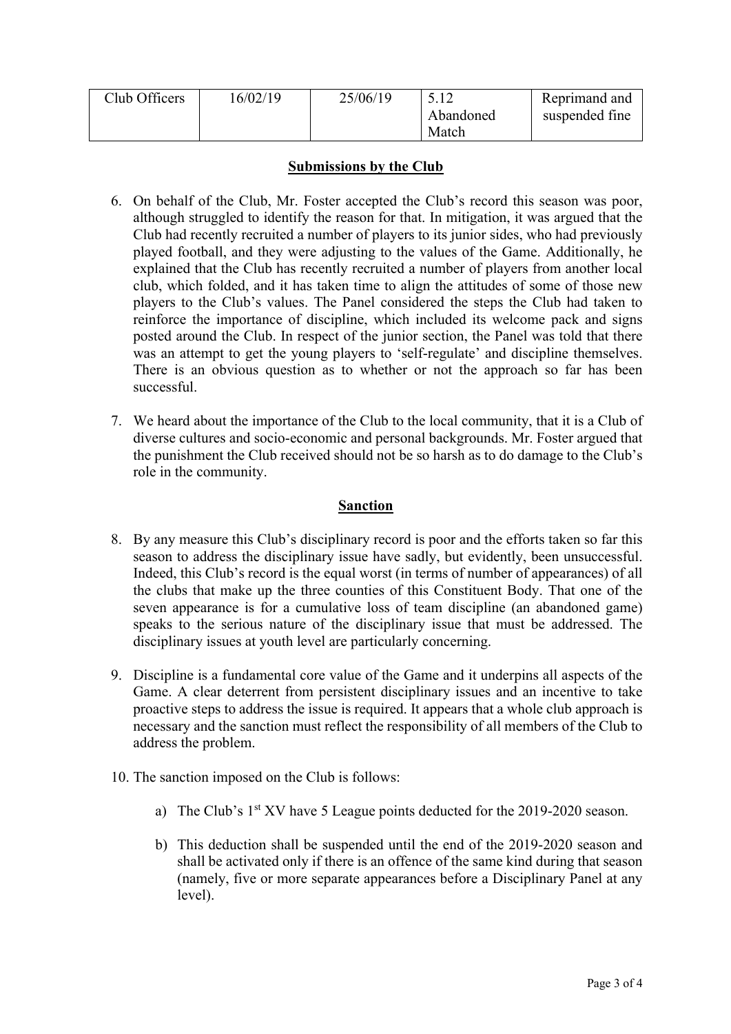| Club Officers | 16/02/19 | 25/06/19 | 5.12 Abandoned Match | Reprimand and suspended fine |
| --- | --- | --- | --- | --- |

## Submissions by the Club

6. On behalf of the Club, Mr. Foster accepted the Club's record this season was poor, although struggled to identify the reason for that. In mitigation, it was argued that the Club had recently recruited a number of players to its junior sides, who had previously played football, and they were adjusting to the values of the Game. Additionally, he explained that the Club has recently recruited a number of players from another local club, which folded, and it has taken time to align the attitudes of some of those new players to the Club's values. The Panel considered the steps the Club had taken to reinforce the importance of discipline, which included its welcome pack and signs posted around the Club. In respect of the junior section, the Panel was told that there was an attempt to get the young players to 'self-regulate' and discipline themselves. There is an obvious question as to whether or not the approach so far has been successful.

7. We heard about the importance of the Club to the local community, that it is a Club of diverse cultures and socio-economic and personal backgrounds. Mr. Foster argued that the punishment the Club received should not be so harsh as to do damage to the Club's role in the community.

## Sanction

8. By any measure this Club's disciplinary record is poor and the efforts taken so far this season to address the disciplinary issue have sadly, but evidently, been unsuccessful. Indeed, this Club's record is the equal worst (in terms of number of appearances) of all the clubs that make up the three counties of this Constituent Body. That one of the seven appearance is for a cumulative loss of team discipline (an abandoned game) speaks to the serious nature of the disciplinary issue that must be addressed. The disciplinary issues at youth level are particularly concerning.

9. Discipline is a fundamental core value of the Game and it underpins all aspects of the Game. A clear deterrent from persistent disciplinary issues and an incentive to take proactive steps to address the issue is required. It appears that a whole club approach is necessary and the sanction must reflect the responsibility of all members of the Club to address the problem.

10. The sanction imposed on the Club is follows:

    a) The Club's 1st XV have 5 League points deducted for the 2019-2020 season.

    b) This deduction shall be suspended until the end of the 2019-2020 season and shall be activated only if there is an offence of the same kind during that season (namely, five or more separate appearances before a Disciplinary Panel at any level).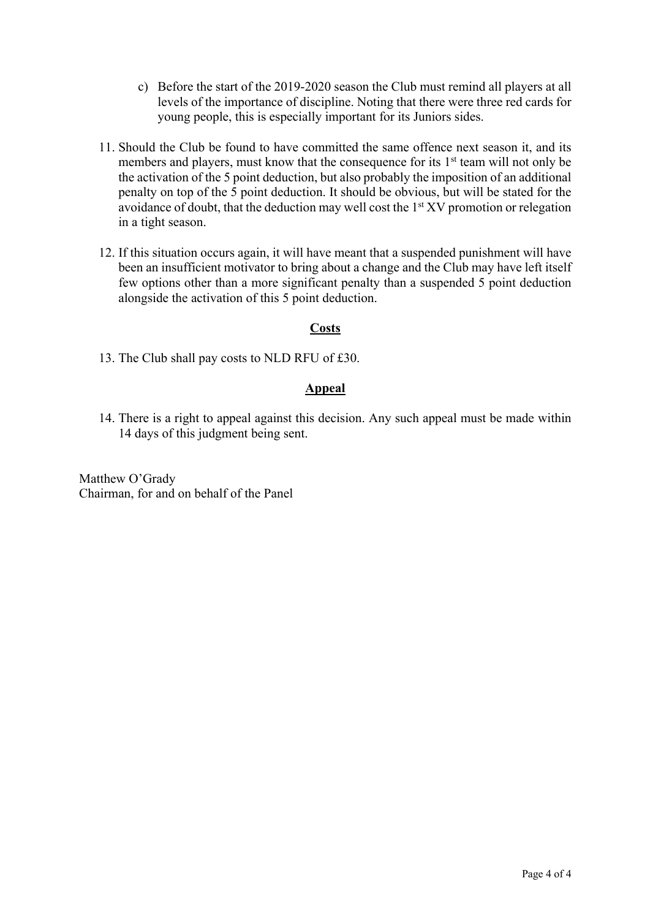c) Before the start of the 2019-2020 season the Club must remind all players at all levels of the importance of discipline. Noting that there were three red cards for young people, this is especially important for its Juniors sides.

11. Should the Club be found to have committed the same offence next season it, and its members and players, must know that the consequence for its 1st team will not only be the activation of the 5 point deduction, but also probably the imposition of an additional penalty on top of the 5 point deduction. It should be obvious, but will be stated for the avoidance of doubt, that the deduction may well cost the 1st XV promotion or relegation in a tight season.

12. If this situation occurs again, it will have meant that a suspended punishment will have been an insufficient motivator to bring about a change and the Club may have left itself few options other than a more significant penalty than a suspended 5 point deduction alongside the activation of this 5 point deduction.

## Costs

13. The Club shall pay costs to NLD RFU of £30.

## Appeal

14. There is a right to appeal against this decision. Any such appeal must be made within 14 days of this judgment being sent.

Matthew O'Grady
Chairman, for and on behalf of the Panel